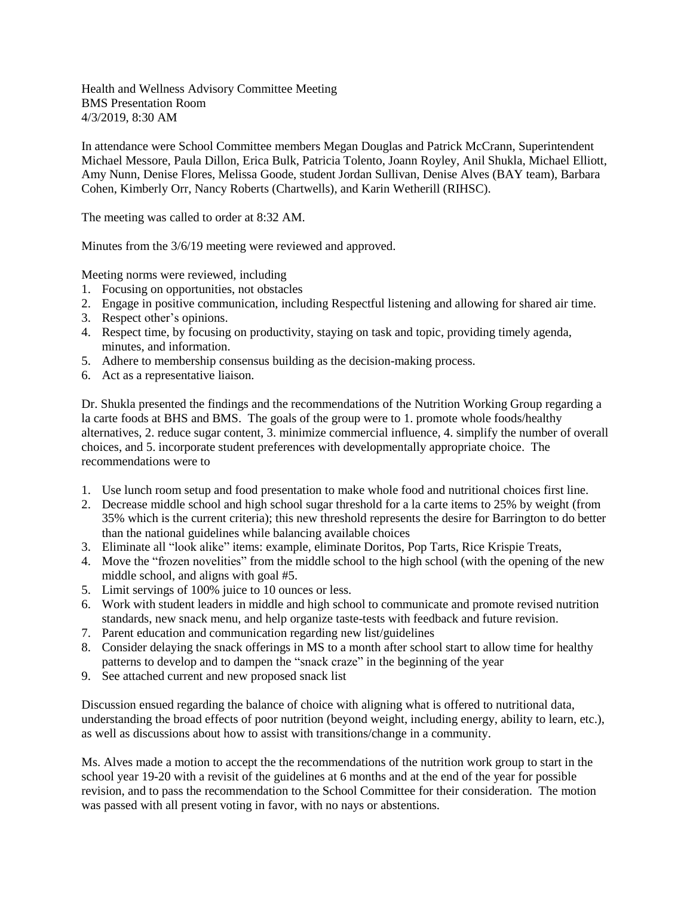Health and Wellness Advisory Committee Meeting
BMS Presentation Room
4/3/2019, 8:30 AM

In attendance were School Committee members Megan Douglas and Patrick McCrann, Superintendent Michael Messore, Paula Dillon, Erica Bulk, Patricia Tolento, Joann Royley, Anil Shukla, Michael Elliott, Amy Nunn, Denise Flores, Melissa Goode, student Jordan Sullivan, Denise Alves (BAY team), Barbara Cohen, Kimberly Orr, Nancy Roberts (Chartwells), and Karin Wetherill (RIHSC).

The meeting was called to order at 8:32 AM.

Minutes from the 3/6/19 meeting were reviewed and approved.

Meeting norms were reviewed, including

1. Focusing on opportunities, not obstacles
2. Engage in positive communication, including Respectful listening and allowing for shared air time.
3. Respect other's opinions.
4. Respect time, by focusing on productivity, staying on task and topic, providing timely agenda, minutes, and information.
5. Adhere to membership consensus building as the decision-making process.
6. Act as a representative liaison.

Dr. Shukla presented the findings and the recommendations of the Nutrition Working Group regarding a la carte foods at BHS and BMS. The goals of the group were to 1. promote whole foods/healthy alternatives, 2. reduce sugar content, 3. minimize commercial influence, 4. simplify the number of overall choices, and 5. incorporate student preferences with developmentally appropriate choice. The recommendations were to

1. Use lunch room setup and food presentation to make whole food and nutritional choices first line.
2. Decrease middle school and high school sugar threshold for a la carte items to 25% by weight (from 35% which is the current criteria); this new threshold represents the desire for Barrington to do better than the national guidelines while balancing available choices
3. Eliminate all "look alike" items: example, eliminate Doritos, Pop Tarts, Rice Krispie Treats,
4. Move the "frozen novelities" from the middle school to the high school (with the opening of the new middle school, and aligns with goal #5.
5. Limit servings of 100% juice to 10 ounces or less.
6. Work with student leaders in middle and high school to communicate and promote revised nutrition standards, new snack menu, and help organize taste-tests with feedback and future revision.
7. Parent education and communication regarding new list/guidelines
8. Consider delaying the snack offerings in MS to a month after school start to allow time for healthy patterns to develop and to dampen the "snack craze" in the beginning of the year
9. See attached current and new proposed snack list

Discussion ensued regarding the balance of choice with aligning what is offered to nutritional data, understanding the broad effects of poor nutrition (beyond weight, including energy, ability to learn, etc.), as well as discussions about how to assist with transitions/change in a community.

Ms. Alves made a motion to accept the the recommendations of the nutrition work group to start in the school year 19-20 with a revisit of the guidelines at 6 months and at the end of the year for possible revision, and to pass the recommendation to the School Committee for their consideration. The motion was passed with all present voting in favor, with no nays or abstentions.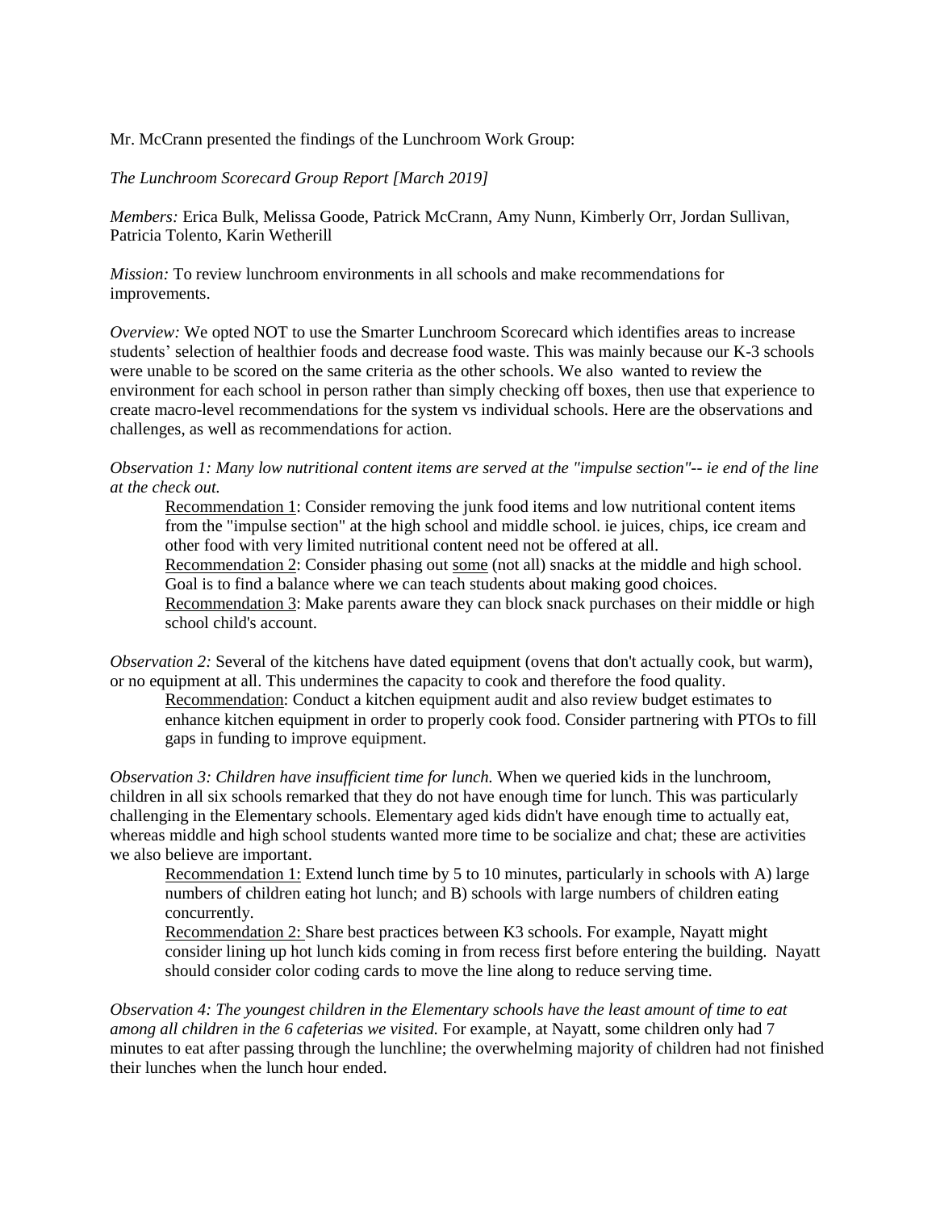Mr. McCrann presented the findings of the Lunchroom Work Group:

*The Lunchroom Scorecard Group Report [March 2019]*

*Members:* Erica Bulk, Melissa Goode, Patrick McCrann, Amy Nunn, Kimberly Orr, Jordan Sullivan, Patricia Tolento, Karin Wetherill

*Mission:* To review lunchroom environments in all schools and make recommendations for improvements.

*Overview:* We opted NOT to use the Smarter Lunchroom Scorecard which identifies areas to increase students' selection of healthier foods and decrease food waste. This was mainly because our K-3 schools were unable to be scored on the same criteria as the other schools. We also wanted to review the environment for each school in person rather than simply checking off boxes, then use that experience to create macro-level recommendations for the system vs individual schools. Here are the observations and challenges, as well as recommendations for action.

*Observation 1: Many low nutritional content items are served at the "impulse section"-- ie end of the line at the check out.*

> Recommendation 1: Consider removing the junk food items and low nutritional content items from the "impulse section" at the high school and middle school. ie juices, chips, ice cream and other food with very limited nutritional content need not be offered at all.
> Recommendation 2: Consider phasing out some (not all) snacks at the middle and high school. Goal is to find a balance where we can teach students about making good choices.
> Recommendation 3: Make parents aware they can block snack purchases on their middle or high school child's account.

*Observation 2:* Several of the kitchens have dated equipment (ovens that don't actually cook, but warm), or no equipment at all. This undermines the capacity to cook and therefore the food quality.

> Recommendation: Conduct a kitchen equipment audit and also review budget estimates to enhance kitchen equipment in order to properly cook food. Consider partnering with PTOs to fill gaps in funding to improve equipment.

*Observation 3: Children have insufficient time for lunch.* When we queried kids in the lunchroom, children in all six schools remarked that they do not have enough time for lunch. This was particularly challenging in the Elementary schools. Elementary aged kids didn't have enough time to actually eat, whereas middle and high school students wanted more time to be socialize and chat; these are activities we also believe are important.

> Recommendation 1: Extend lunch time by 5 to 10 minutes, particularly in schools with A) large numbers of children eating hot lunch; and B) schools with large numbers of children eating concurrently.
> Recommendation 2: Share best practices between K3 schools. For example, Nayatt might consider lining up hot lunch kids coming in from recess first before entering the building. Nayatt should consider color coding cards to move the line along to reduce serving time.

*Observation 4: The youngest children in the Elementary schools have the least amount of time to eat among all children in the 6 cafeterias we visited.* For example, at Nayatt, some children only had 7 minutes to eat after passing through the lunchline; the overwhelming majority of children had not finished their lunches when the lunch hour ended.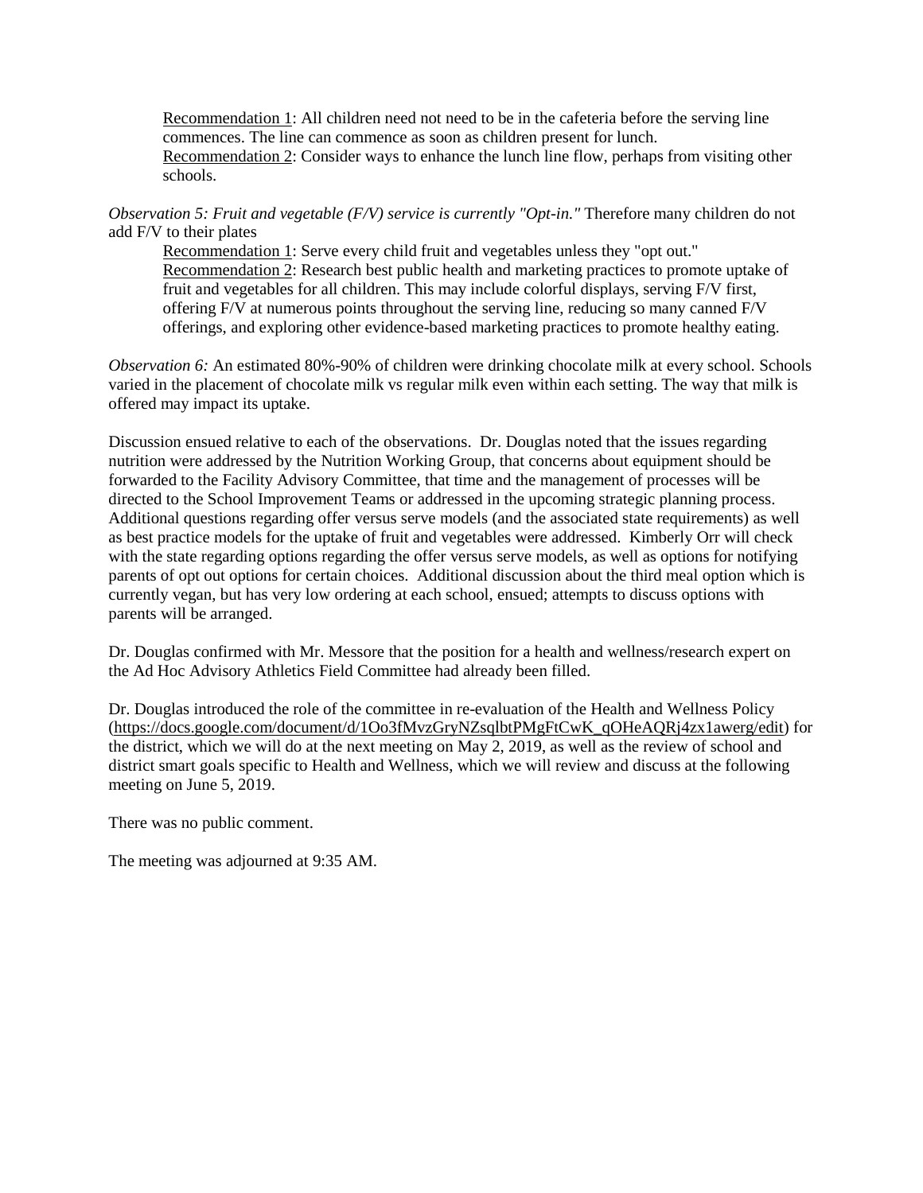Recommendation 1: All children need not need to be in the cafeteria before the serving line commences. The line can commence as soon as children present for lunch.
Recommendation 2: Consider ways to enhance the lunch line flow, perhaps from visiting other schools.

*Observation 5: Fruit and vegetable (F/V) service is currently "Opt-in."* Therefore many children do not add F/V to their plates

Recommendation 1: Serve every child fruit and vegetables unless they "opt out."
Recommendation 2: Research best public health and marketing practices to promote uptake of fruit and vegetables for all children. This may include colorful displays, serving F/V first, offering F/V at numerous points throughout the serving line, reducing so many canned F/V offerings, and exploring other evidence-based marketing practices to promote healthy eating.

*Observation 6:* An estimated 80%-90% of children were drinking chocolate milk at every school. Schools varied in the placement of chocolate milk vs regular milk even within each setting. The way that milk is offered may impact its uptake.

Discussion ensued relative to each of the observations. Dr. Douglas noted that the issues regarding nutrition were addressed by the Nutrition Working Group, that concerns about equipment should be forwarded to the Facility Advisory Committee, that time and the management of processes will be directed to the School Improvement Teams or addressed in the upcoming strategic planning process. Additional questions regarding offer versus serve models (and the associated state requirements) as well as best practice models for the uptake of fruit and vegetables were addressed. Kimberly Orr will check with the state regarding options regarding the offer versus serve models, as well as options for notifying parents of opt out options for certain choices. Additional discussion about the third meal option which is currently vegan, but has very low ordering at each school, ensued; attempts to discuss options with parents will be arranged.

Dr. Douglas confirmed with Mr. Messore that the position for a health and wellness/research expert on the Ad Hoc Advisory Athletics Field Committee had already been filled.

Dr. Douglas introduced the role of the committee in re-evaluation of the Health and Wellness Policy (https://docs.google.com/document/d/1Oo3fMvzGryNZsqlbtPMgFtCwK_qOHeAQRj4zx1awerg/edit) for the district, which we will do at the next meeting on May 2, 2019, as well as the review of school and district smart goals specific to Health and Wellness, which we will review and discuss at the following meeting on June 5, 2019.

There was no public comment.

The meeting was adjourned at 9:35 AM.